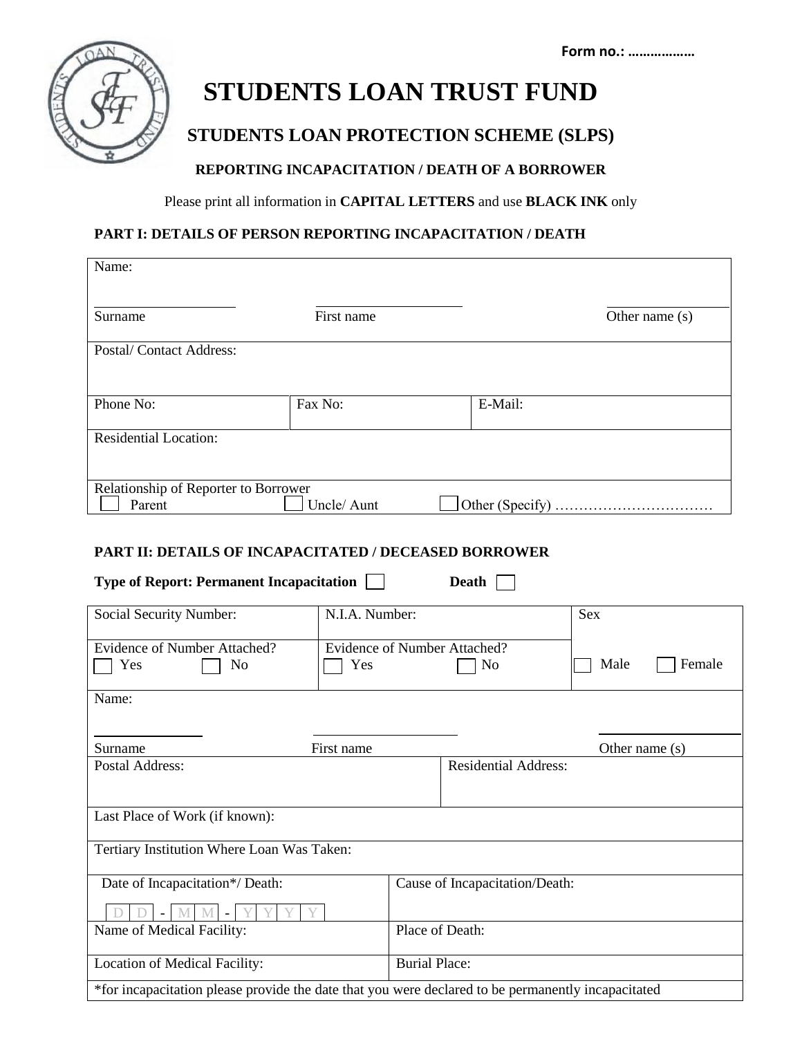Form no.: ………………

# STUDENTS LOAN TRUST FUND

## STUDENTS LOAN PROTECTION SCHEME (SLPS)

### REPORTING INCAPACITATION / DEATH OF A BORROWER

Please print all information in **CAPITAL LETTERS** and use **BLACK INK** only

**PART I: DETAILS OF PERSON REPORTING INCAPACITATION / DEATH**

| | | |
|---|---|---|
| Name:<br><br>Surname | First name | Other name (s) |
| Postal/ Contact Address: | | |
| Phone No: | Fax No: | E-Mail: |
| Residential Location: | | |
| Relationship of Reporter to Borrower<br>☐ Parent | ☐ Uncle/ Aunt | ☐ Other (Specify) …………………………… |

**PART II: DETAILS OF INCAPACITATED / DECEASED BORROWER**

**Type of Report: Permanent Incapacitation** ☐ **Death** ☐

| | | |
|---|---|---|
| Social Security Number: | N.I.A. Number: | Sex |
| Evidence of Number Attached?<br>☐ Yes ☐ No | Evidence of Number Attached?<br>☐ Yes ☐ No | ☐ Male ☐ Female |
| Name:<br><br>Surname | First name | Other name (s) |
| Postal Address: | Residential Address: | |
| Last Place of Work (if known): | | |
| Tertiary Institution Where Loan Was Taken: | | |
| Date of Incapacitation*/ Death:<br>D D - M M - Y Y Y Y | Cause of Incapacitation/Death: | |
| Name of Medical Facility: | Place of Death: | |
| Location of Medical Facility: | Burial Place: | |

*for incapacitation please provide the date that you were declared to be permanently incapacitated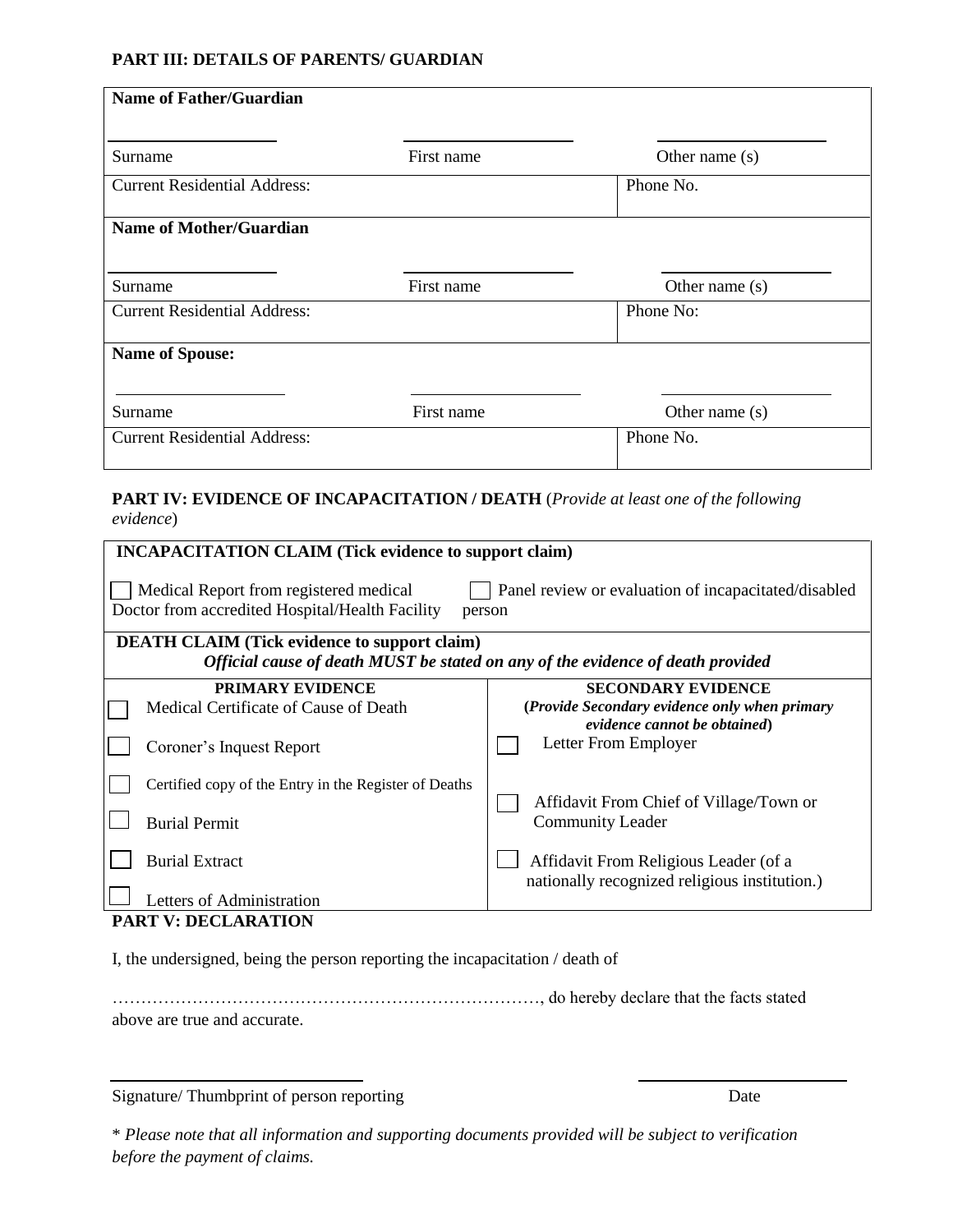## PART III: DETAILS OF PARENTS/ GUARDIAN

| | | |
|---|---|---|
| **Name of Father/Guardian** | | |
| ________________ Surname | ________________ First name | ________________ Other name (s) |
| Current Residential Address: | | Phone No. |
| **Name of Mother/Guardian** | | |
| ________________ Surname | ________________ First name | ________________ Other name (s) |
| Current Residential Address: | | Phone No: |
| **Name of Spouse:** | | |
| ________________ Surname | ________________ First name | ________________ Other name (s) |
| Current Residential Address: | | Phone No. |

## PART IV: EVIDENCE OF INCAPACITATION / DEATH (*Provide at least one of the following evidence*)

**INCAPACITATION CLAIM (Tick evidence to support claim)**

- ☐ Medical Report from registered medical Doctor from accredited Hospital/Health Facility
- ☐ Panel review or evaluation of incapacitated/disabled person

**DEATH CLAIM (Tick evidence to support claim)**

***Official cause of death MUST be stated on any of the evidence of death provided***

| PRIMARY EVIDENCE | SECONDARY EVIDENCE (*Provide Secondary evidence only when primary evidence cannot be obtained*) |
|---|---|
| ☐ Medical Certificate of Cause of Death | ☐ Letter From Employer |
| ☐ Coroner's Inquest Report | ☐ Affidavit From Chief of Village/Town or Community Leader |
| ☐ Certified copy of the Entry in the Register of Deaths | ☐ Affidavit From Religious Leader (of a nationally recognized religious institution.) |
| ☐ Burial Permit | |
| ☐ Burial Extract | |
| ☐ Letters of Administration | |

## PART V: DECLARATION

I, the undersigned, being the person reporting the incapacitation / death of

………………………………………………………………, do hereby declare that the facts stated above are true and accurate.

________________________ Signature/ Thumbprint of person reporting

________________________ Date

\* *Please note that all information and supporting documents provided will be subject to verification before the payment of claims.*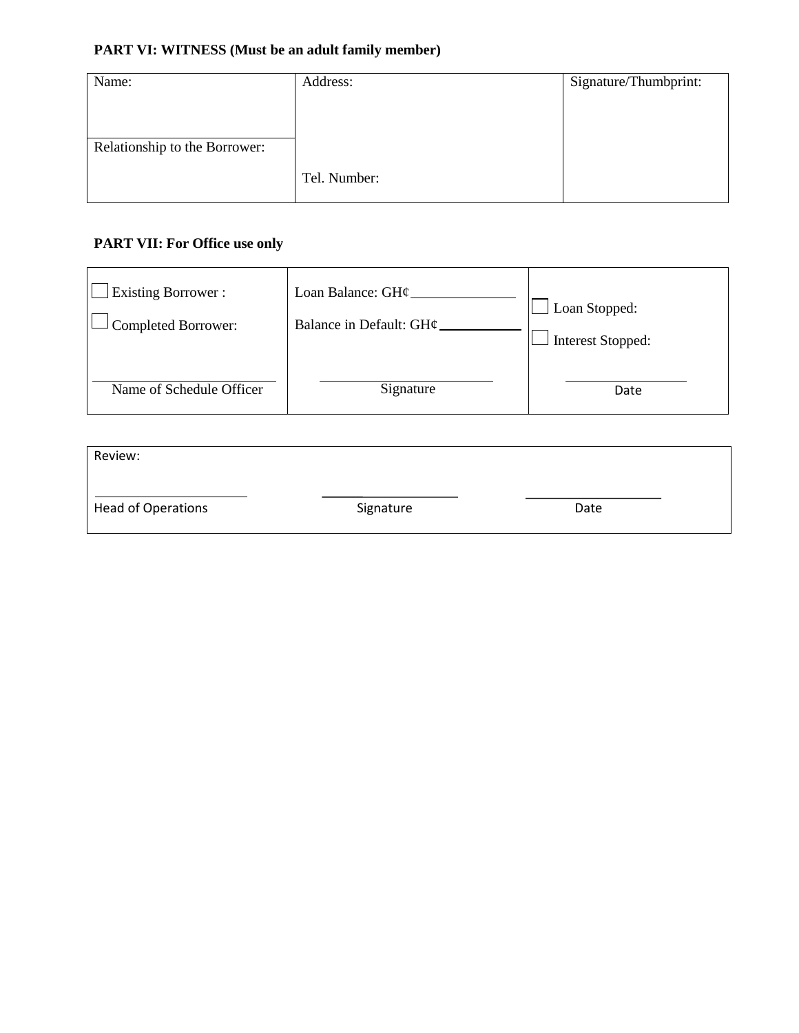**PART VI: WITNESS (Must be an adult family member)**

| | | |
|---|---|---|
| Name: | Address: | Signature/Thumbprint: |
| Relationship to the Borrower: | Tel. Number: | |

**PART VII: For Office use only**

| | | |
|---|---|---|
| ☐ Existing Borrower :<br>☐ Completed Borrower: | Loan Balance: GH¢\_\_\_\_\_\_\_\_\_\_\_\_\_\_\_<br>Balance in Default: GH¢\_\_\_\_\_\_\_\_\_\_\_\_ | ☐ Loan Stopped:<br>☐ Interest Stopped: |
| \_\_\_\_\_\_\_\_\_\_\_\_\_\_\_\_\_\_\_\_\_\_\_\_<br>Name of Schedule Officer | \_\_\_\_\_\_\_\_\_\_\_\_\_\_\_\_\_\_\_\_\_\_\_\_<br>Signature | \_\_\_\_\_\_\_\_\_\_\_\_\_\_\_\_\_\_\_\_<br>Date |

| | | |
|---|---|---|
| Review: | | |
| \_\_\_\_\_\_\_\_\_\_\_\_\_\_\_\_\_\_\_\_\_\_<br>Head of Operations | \_\_\_\_\_\_\_\_\_\_\_\_\_\_\_\_\_\_\_\_<br>Signature | \_\_\_\_\_\_\_\_\_\_\_\_\_\_\_\_\_\_\_\_<br>Date |